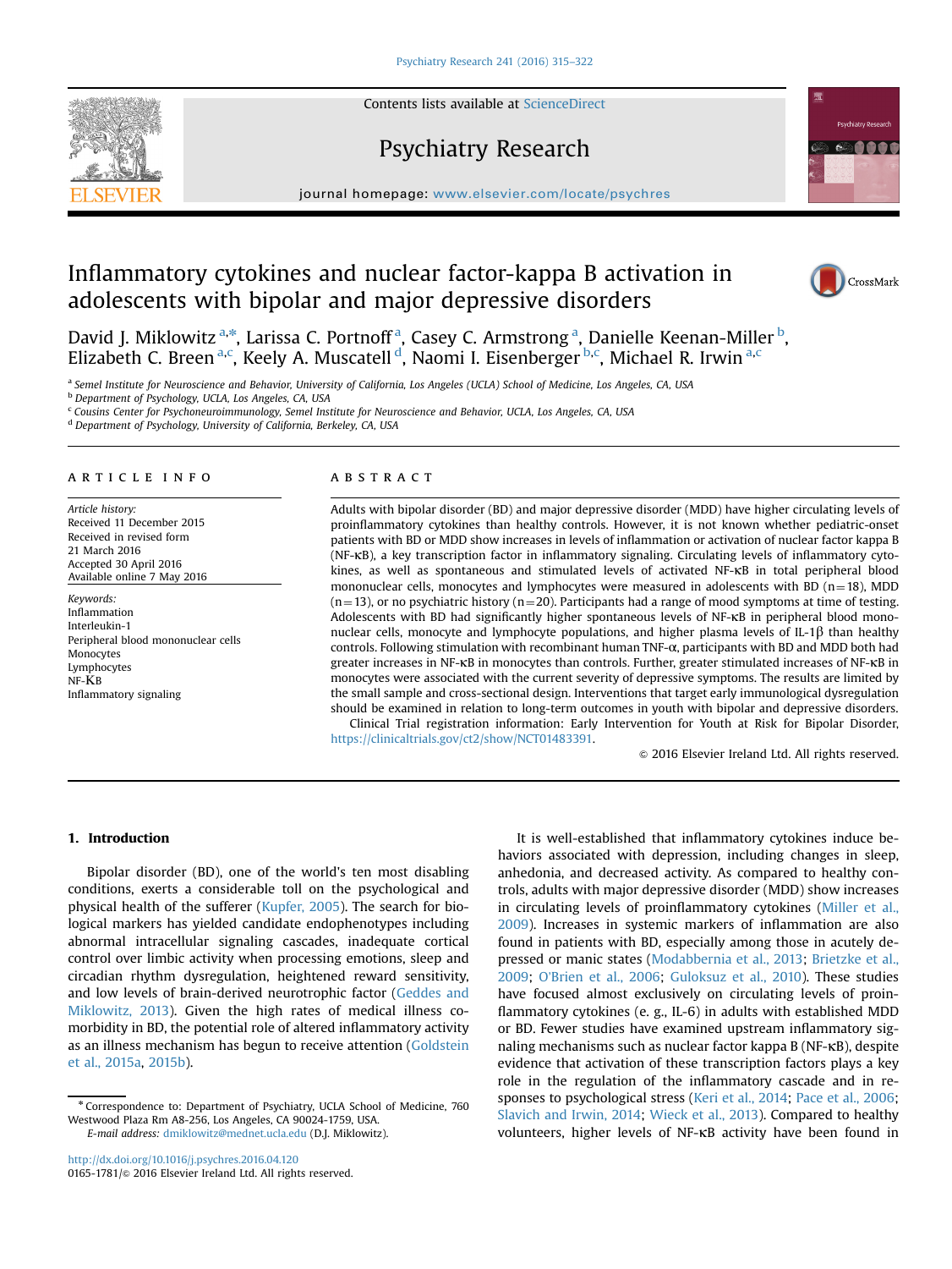# Inflammatory cytokines and nuclear factor-kappa B activation in adolescents with bipolar and major depressive disorders

David J. Miklowitz [a,*], Larissa C. Portnoff [a], Casey C. Armstrong [a], Danielle Keenan-Miller [b], Elizabeth C. Breen [a,c], Keely A. Muscatell [d], Naomi I. Eisenberger [b,c], Michael R. Irwin [a,c]

[a] Semel Institute for Neuroscience and Behavior, University of California, Los Angeles (UCLA) School of Medicine, Los Angeles, CA, USA
[b] Department of Psychology, UCLA, Los Angeles, CA, USA
[c] Cousins Center for Psychoneuroimmunology, Semel Institute for Neuroscience and Behavior, UCLA, Los Angeles, CA, USA
[d] Department of Psychology, University of California, Berkeley, CA, USA

## ARTICLE INFO

*Article history:*
Received 11 December 2015
Received in revised form
21 March 2016
Accepted 30 April 2016
Available online 7 May 2016

*Keywords:*
Inflammation
Interleukin-1
Peripheral blood mononuclear cells
Monocytes
Lymphocytes
NF-KB
Inflammatory signaling

## ABSTRACT

Adults with bipolar disorder (BD) and major depressive disorder (MDD) have higher circulating levels of proinflammatory cytokines than healthy controls. However, it is not known whether pediatric-onset patients with BD or MDD show increases in levels of inflammation or activation of nuclear factor kappa B (NF-κB), a key transcription factor in inflammatory signaling. Circulating levels of inflammatory cytokines, as well as spontaneous and stimulated levels of activated NF-κB in total peripheral blood mononuclear cells, monocytes and lymphocytes were measured in adolescents with BD ($n=18$), MDD ($n=13$), or no psychiatric history ($n=20$). Participants had a range of mood symptoms at time of testing. Adolescents with BD had significantly higher spontaneous levels of NF-κB in peripheral blood mononuclear cells, monocyte and lymphocyte populations, and higher plasma levels of IL-1β than healthy controls. Following stimulation with recombinant human TNF-α, participants with BD and MDD both had greater increases in NF-κB in monocytes than controls. Further, greater stimulated increases of NF-κB in monocytes were associated with the current severity of depressive symptoms. The results are limited by the small sample and cross-sectional design. Interventions that target early immunological dysregulation should be examined in relation to long-term outcomes in youth with bipolar and depressive disorders.

Clinical Trial registration information: Early Intervention for Youth at Risk for Bipolar Disorder, https://clinicaltrials.gov/ct2/show/NCT01483391.

© 2016 Elsevier Ireland Ltd. All rights reserved.

## 1. Introduction

Bipolar disorder (BD), one of the world's ten most disabling conditions, exerts a considerable toll on the psychological and physical health of the sufferer (Kupfer, 2005). The search for biological markers has yielded candidate endophenotypes including abnormal intracellular signaling cascades, inadequate cortical control over limbic activity when processing emotions, sleep and circadian rhythm dysregulation, heightened reward sensitivity, and low levels of brain-derived neurotrophic factor (Geddes and Miklowitz, 2013). Given the high rates of medical illness comorbidity in BD, the potential role of altered inflammatory activity as an illness mechanism has begun to receive attention (Goldstein et al., 2015a, 2015b).

It is well-established that inflammatory cytokines induce behaviors associated with depression, including changes in sleep, anhedonia, and decreased activity. As compared to healthy controls, adults with major depressive disorder (MDD) show increases in circulating levels of proinflammatory cytokines (Miller et al., 2009). Increases in systemic markers of inflammation are also found in patients with BD, especially among those in acutely depressed or manic states (Modabbernia et al., 2013; Brietzke et al., 2009; O'Brien et al., 2006; Guloksuz et al., 2010). These studies have focused almost exclusively on circulating levels of proinflammatory cytokines (e. g., IL-6) in adults with established MDD or BD. Fewer studies have examined upstream inflammatory signaling mechanisms such as nuclear factor kappa B (NF-κB), despite evidence that activation of these transcription factors plays a key role in the regulation of the inflammatory cascade and in responses to psychological stress (Keri et al., 2014; Pace et al., 2006; Slavich and Irwin, 2014; Wieck et al., 2013). Compared to healthy volunteers, higher levels of NF-κB activity have been found in

* Correspondence to: Department of Psychiatry, UCLA School of Medicine, 760 Westwood Plaza Rm A8-256, Los Angeles, CA 90024-1759, USA.
*E-mail address:* dmiklowitz@mednet.ucla.edu (D.J. Miklowitz).

http://dx.doi.org/10.1016/j.psychres.2016.04.120
0165-1781/© 2016 Elsevier Ireland Ltd. All rights reserved.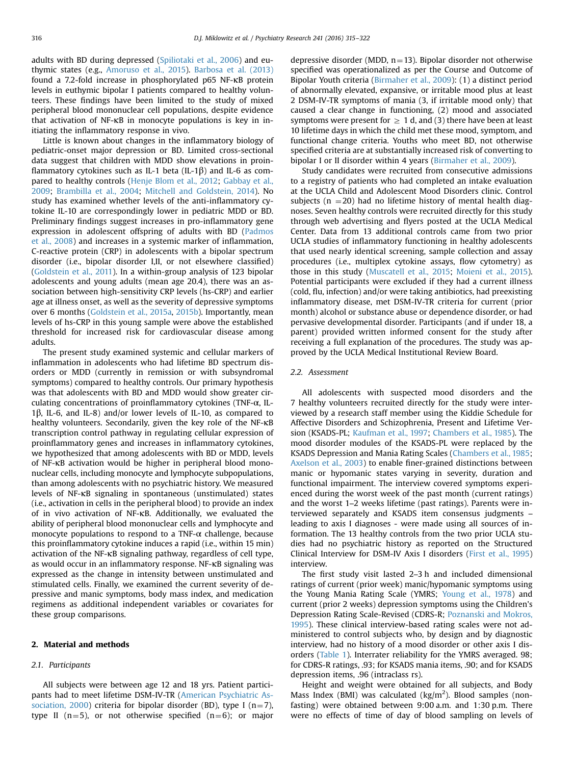adults with BD during depressed (Spiliotaki et al., 2006) and euthymic states (e.g., Amoruso et al., 2015). Barbosa et al. (2013) found a 7.2-fold increase in phosphorylated p65 NF-κB protein levels in euthymic bipolar I patients compared to healthy volunteers. These findings have been limited to the study of mixed peripheral blood mononuclear cell populations, despite evidence that activation of NF-κB in monocyte populations is key in initiating the inflammatory response in vivo.

Little is known about changes in the inflammatory biology of pediatric-onset major depression or BD. Limited cross-sectional data suggest that children with MDD show elevations in proinflammatory cytokines such as IL-1 beta (IL-1β) and IL-6 as compared to healthy controls (Henje Blom et al., 2012; Gabbay et al., 2009; Brambilla et al., 2004; Mitchell and Goldstein, 2014). No study has examined whether levels of the anti-inflammatory cytokine IL-10 are correspondingly lower in pediatric MDD or BD. Preliminary findings suggest increases in pro-inflammatory gene expression in adolescent offspring of adults with BD (Padmos et al., 2008) and increases in a systemic marker of inflammation, C-reactive protein (CRP) in adolescents with a bipolar spectrum disorder (i.e., bipolar disorder I,II, or not elsewhere classified) (Goldstein et al., 2011). In a within-group analysis of 123 bipolar adolescents and young adults (mean age 20.4), there was an association between high-sensitivity CRP levels (hs-CRP) and earlier age at illness onset, as well as the severity of depressive symptoms over 6 months (Goldstein et al., 2015a, 2015b). Importantly, mean levels of hs-CRP in this young sample were above the established threshold for increased risk for cardiovascular disease among adults.

The present study examined systemic and cellular markers of inflammation in adolescents who had lifetime BD spectrum disorders or MDD (currently in remission or with subsyndromal symptoms) compared to healthy controls. Our primary hypothesis was that adolescents with BD and MDD would show greater circulating concentrations of proinflammatory cytokines (TNF-α, IL-1β, IL-6, and IL-8) and/or lower levels of IL-10, as compared to healthy volunteers. Secondarily, given the key role of the NF-κB transcription control pathway in regulating cellular expression of proinflammatory genes and increases in inflammatory cytokines, we hypothesized that among adolescents with BD or MDD, levels of NF-κB activation would be higher in peripheral blood mononuclear cells, including monocyte and lymphocyte subpopulations, than among adolescents with no psychiatric history. We measured levels of NF-κB signaling in spontaneous (unstimulated) states (i.e., activation in cells in the peripheral blood) to provide an index of in vivo activation of NF-κB. Additionally, we evaluated the ability of peripheral blood mononuclear cells and lymphocyte and monocyte populations to respond to a TNF-α challenge, because this proinflammatory cytokine induces a rapid (i.e., within 15 min) activation of the NF-κB signaling pathway, regardless of cell type, as would occur in an inflammatory response. NF-κB signaling was expressed as the change in intensity between unstimulated and stimulated cells. Finally, we examined the current severity of depressive and manic symptoms, body mass index, and medication regimens as additional independent variables or covariates for these group comparisons.

## 2. Material and methods

### 2.1. Participants

All subjects were between age 12 and 18 yrs. Patient participants had to meet lifetime DSM-IV-TR (American Psychiatric Association, 2000) criteria for bipolar disorder (BD), type I (n=7), type II (n=5), or not otherwise specified (n=6); or major depressive disorder (MDD, n=13). Bipolar disorder not otherwise specified was operationalized as per the Course and Outcome of Bipolar Youth criteria (Birmaher et al., 2009): (1) a distinct period of abnormally elevated, expansive, or irritable mood plus at least 2 DSM-IV-TR symptoms of mania (3, if irritable mood only) that caused a clear change in functioning, (2) mood and associated symptoms were present for ≥ 1 d, and (3) there have been at least 10 lifetime days in which the child met these mood, symptom, and functional change criteria. Youths who meet BD, not otherwise specified criteria are at substantially increased risk of converting to bipolar I or II disorder within 4 years (Birmaher et al., 2009).

Study candidates were recruited from consecutive admissions to a registry of patients who had completed an intake evaluation at the UCLA Child and Adolescent Mood Disorders clinic. Control subjects (n =20) had no lifetime history of mental health diagnoses. Seven healthy controls were recruited directly for this study through web advertising and flyers posted at the UCLA Medical Center. Data from 13 additional controls came from two prior UCLA studies of inflammatory functioning in healthy adolescents that used nearly identical screening, sample collection and assay procedures (i.e., multiplex cytokine assays, flow cytometry) as those in this study (Muscatell et al., 2015; Moieni et al., 2015). Potential participants were excluded if they had a current illness (cold, flu, infection) and/or were taking antibiotics, had preexisting inflammatory disease, met DSM-IV-TR criteria for current (prior month) alcohol or substance abuse or dependence disorder, or had pervasive developmental disorder. Participants (and if under 18, a parent) provided written informed consent for the study after receiving a full explanation of the procedures. The study was approved by the UCLA Medical Institutional Review Board.

### 2.2. Assessment

All adolescents with suspected mood disorders and the 7 healthy volunteers recruited directly for the study were interviewed by a research staff member using the Kiddie Schedule for Affective Disorders and Schizophrenia, Present and Lifetime Version (KSADS-PL; Kaufman et al., 1997; Chambers et al., 1985). The mood disorder modules of the KSADS-PL were replaced by the KSADS Depression and Mania Rating Scales (Chambers et al., 1985; Axelson et al., 2003) to enable finer-grained distinctions between manic or hypomanic states varying in severity, duration and functional impairment. The interview covered symptoms experienced during the worst week of the past month (current ratings) and the worst 1–2 weeks lifetime (past ratings). Parents were interviewed separately and KSADS item consensus judgments – leading to axis I diagnoses - were made using all sources of information. The 13 healthy controls from the two prior UCLA studies had no psychiatric history as reported on the Structured Clinical Interview for DSM-IV Axis I disorders (First et al., 1995) interview.

The first study visit lasted 2–3 h and included dimensional ratings of current (prior week) manic/hypomanic symptoms using the Young Mania Rating Scale (YMRS; Young et al., 1978) and current (prior 2 weeks) depression symptoms using the Children's Depression Rating Scale-Revised (CDRS-R; Poznanski and Mokros, 1995). These clinical interview-based rating scales were not administered to control subjects who, by design and by diagnostic interview, had no history of a mood disorder or other axis I disorders (Table 1). Interrater reliability for the YMRS averaged. 98; for CDRS-R ratings, .93; for KSADS mania items, .90; and for KSADS depression items, .96 (intraclass rs).

Height and weight were obtained for all subjects, and Body Mass Index (BMI) was calculated (kg/m$^2$). Blood samples (non-fasting) were obtained between 9:00 a.m. and 1:30 p.m. There were no effects of time of day of blood sampling on levels of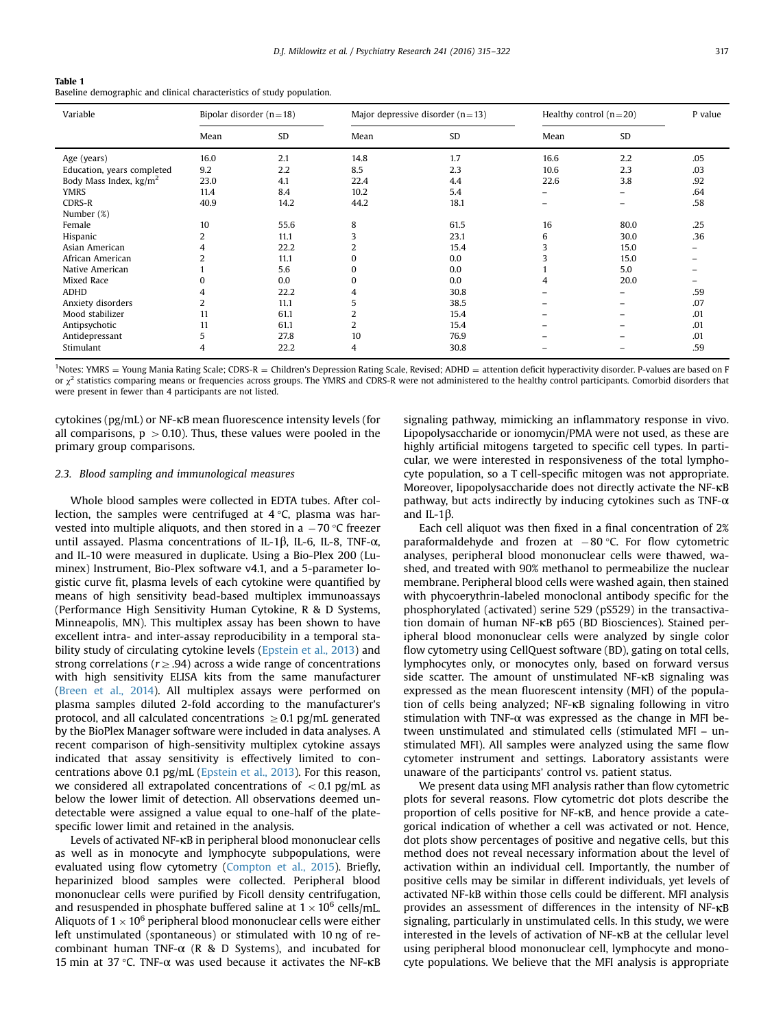**Table 1**
Baseline demographic and clinical characteristics of study population.

| Variable | Bipolar disorder (n=18) | | Major depressive disorder (n=13) | | Healthy control (n=20) | | P value |
|---|---|---|---|---|---|---|---|
| | Mean | SD | Mean | SD | Mean | SD | |
| Age (years) | 16.0 | 2.1 | 14.8 | 1.7 | 16.6 | 2.2 | .05 |
| Education, years completed | 9.2 | 2.2 | 8.5 | 2.3 | 10.6 | 2.3 | .03 |
| Body Mass Index, kg/m$^2$ | 23.0 | 4.1 | 22.4 | 4.4 | 22.6 | 3.8 | .92 |
| YMRS | 11.4 | 8.4 | 10.2 | 5.4 | – | – | .64 |
| CDRS-R | 40.9 | 14.2 | 44.2 | 18.1 | – | – | .58 |
| Number (%) | | | | | | | |
| Female | 10 | 55.6 | 8 | 61.5 | 16 | 80.0 | .25 |
| Hispanic | 2 | 11.1 | 3 | 23.1 | 6 | 30.0 | .36 |
| Asian American | 4 | 22.2 | 2 | 15.4 | 3 | 15.0 | – |
| African American | 2 | 11.1 | 0 | 0.0 | 3 | 15.0 | – |
| Native American | 1 | 5.6 | 0 | 0.0 | 1 | 5.0 | – |
| Mixed Race | 0 | 0.0 | 0 | 0.0 | 4 | 20.0 | – |
| ADHD | 4 | 22.2 | 4 | 30.8 | – | – | .59 |
| Anxiety disorders | 2 | 11.1 | 5 | 38.5 | – | – | .07 |
| Mood stabilizer | 11 | 61.1 | 2 | 15.4 | – | – | .01 |
| Antipsychotic | 11 | 61.1 | 2 | 15.4 | – | – | .01 |
| Antidepressant | 5 | 27.8 | 10 | 76.9 | – | – | .01 |
| Stimulant | 4 | 22.2 | 4 | 30.8 | – | – | .59 |

[1]Notes: YMRS = Young Mania Rating Scale; CDRS-R = Children's Depression Rating Scale, Revised; ADHD = attention deficit hyperactivity disorder. P-values are based on F or $\chi^2$ statistics comparing means or frequencies across groups. The YMRS and CDRS-R were not administered to the healthy control participants. Comorbid disorders that were present in fewer than 4 participants are not listed.

cytokines (pg/mL) or NF-κB mean fluorescence intensity levels (for all comparisons, $p > 0.10$). Thus, these values were pooled in the primary group comparisons.

### 2.3. Blood sampling and immunological measures

Whole blood samples were collected in EDTA tubes. After collection, the samples were centrifuged at 4 °C, plasma was harvested into multiple aliquots, and then stored in a −70 °C freezer until assayed. Plasma concentrations of IL-1β, IL-6, IL-8, TNF-α, and IL-10 were measured in duplicate. Using a Bio-Plex 200 (Luminex) Instrument, Bio-Plex software v4.1, and a 5-parameter logistic curve fit, plasma levels of each cytokine were quantified by means of high sensitivity bead-based multiplex immunoassays (Performance High Sensitivity Human Cytokine, R & D Systems, Minneapolis, MN). This multiplex assay has been shown to have excellent intra- and inter-assay reproducibility in a temporal stability study of circulating cytokine levels (Epstein et al., 2013) and strong correlations ($r \geq .94$) across a wide range of concentrations with high sensitivity ELISA kits from the same manufacturer (Breen et al., 2014). All multiplex assays were performed on plasma samples diluted 2-fold according to the manufacturer's protocol, and all calculated concentrations ≥ 0.1 pg/mL generated by the BioPlex Manager software were included in data analyses. A recent comparison of high-sensitivity multiplex cytokine assays indicated that assay sensitivity is effectively limited to concentrations above 0.1 pg/mL (Epstein et al., 2013). For this reason, we considered all extrapolated concentrations of < 0.1 pg/mL as below the lower limit of detection. All observations deemed undetectable were assigned a value equal to one-half of the plate-specific lower limit and retained in the analysis.

Levels of activated NF-κB in peripheral blood mononuclear cells as well as in monocyte and lymphocyte subpopulations, were evaluated using flow cytometry (Compton et al., 2015). Briefly, heparinized blood samples were collected. Peripheral blood mononuclear cells were purified by Ficoll density centrifugation, and resuspended in phosphate buffered saline at $1 \times 10^6$ cells/mL. Aliquots of $1 \times 10^6$ peripheral blood mononuclear cells were either left unstimulated (spontaneous) or stimulated with 10 ng of recombinant human TNF-α (R & D Systems), and incubated for 15 min at 37 °C. TNF-α was used because it activates the NF-κB signaling pathway, mimicking an inflammatory response in vivo. Lipopolysaccharide or ionomycin/PMA were not used, as these are highly artificial mitogens targeted to specific cell types. In particular, we were interested in responsiveness of the total lymphocyte population, so a T cell-specific mitogen was not appropriate. Moreover, lipopolysaccharide does not directly activate the NF-κB pathway, but acts indirectly by inducing cytokines such as TNF-α and IL-1β.

Each cell aliquot was then fixed in a final concentration of 2% paraformaldehyde and frozen at −80 °C. For flow cytometric analyses, peripheral blood mononuclear cells were thawed, washed, and treated with 90% methanol to permeabilize the nuclear membrane. Peripheral blood cells were washed again, then stained with phycoerythrin-labeled monoclonal antibody specific for the phosphorylated (activated) serine 529 (pS529) in the transactivation domain of human NF-κB p65 (BD Biosciences). Stained peripheral blood mononuclear cells were analyzed by single color flow cytometry using CellQuest software (BD), gating on total cells, lymphocytes only, or monocytes only, based on forward versus side scatter. The amount of unstimulated NF-κB signaling was expressed as the mean fluorescent intensity (MFI) of the population of cells being analyzed; NF-κB signaling following in vitro stimulation with TNF-α was expressed as the change in MFI between unstimulated and stimulated cells (stimulated MFI – unstimulated MFI). All samples were analyzed using the same flow cytometer instrument and settings. Laboratory assistants were unaware of the participants' control vs. patient status.

We present data using MFI analysis rather than flow cytometric plots for several reasons. Flow cytometric dot plots describe the proportion of cells positive for NF-κB, and hence provide a categorical indication of whether a cell was activated or not. Hence, dot plots show percentages of positive and negative cells, but this method does not reveal necessary information about the level of activation within an individual cell. Importantly, the number of positive cells may be similar in different individuals, yet levels of activated NF-kB within those cells could be different. MFI analysis provides an assessment of differences in the intensity of NF-κB signaling, particularly in unstimulated cells. In this study, we were interested in the levels of activation of NF-κB at the cellular level using peripheral blood mononuclear cell, lymphocyte and monocyte populations. We believe that the MFI analysis is appropriate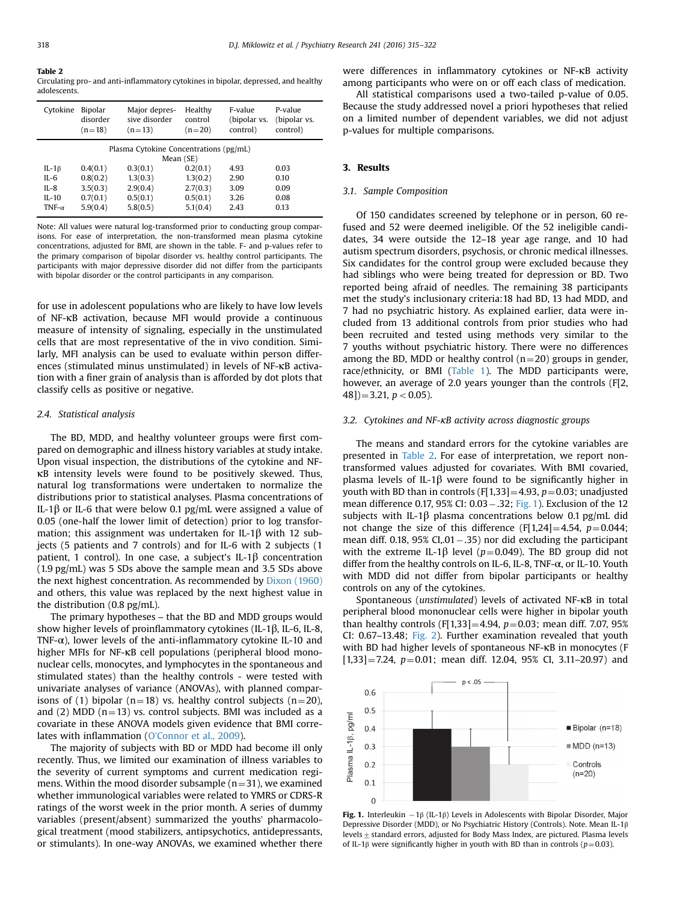**Table 2**
Circulating pro- and anti-inflammatory cytokines in bipolar, depressed, and healthy adolescents.

| Cytokine | Bipolar disorder (n=18) | Major depressive disorder (n=13) | Healthy control (n=20) | F-value (bipolar vs. control) | P-value (bipolar vs. control) |
|---|---|---|---|---|---|
| | Plasma Cytokine Concentrations (pg/mL) Mean (SE) | | | | |
| IL-1β | 0.4(0.1) | 0.3(0.1) | 0.2(0.1) | 4.93 | 0.03 |
| IL-6 | 0.8(0.2) | 1.3(0.3) | 1.3(0.2) | 2.90 | 0.10 |
| IL-8 | 3.5(0.3) | 2.9(0.4) | 2.7(0.3) | 3.09 | 0.09 |
| IL-10 | 0.7(0.1) | 0.5(0.1) | 0.5(0.1) | 3.26 | 0.08 |
| TNF-α | 5.9(0.4) | 5.8(0.5) | 5.1(0.4) | 2.43 | 0.13 |

Note: All values were natural log-transformed prior to conducting group comparisons. For ease of interpretation, the non-transformed mean plasma cytokine concentrations, adjusted for BMI, are shown in the table. F- and p-values refer to the primary comparison of bipolar disorder vs. healthy control participants. The participants with major depressive disorder did not differ from the participants with bipolar disorder or the control participants in any comparison.

for use in adolescent populations who are likely to have low levels of NF-κB activation, because MFI would provide a continuous measure of intensity of signaling, especially in the unstimulated cells that are most representative of the in vivo condition. Similarly, MFI analysis can be used to evaluate within person differences (stimulated minus unstimulated) in levels of NF-κB activation with a finer grain of analysis than is afforded by dot plots that classify cells as positive or negative.

### 2.4. Statistical analysis

The BD, MDD, and healthy volunteer groups were first compared on demographic and illness history variables at study intake. Upon visual inspection, the distributions of the cytokine and NF-κB intensity levels were found to be positively skewed. Thus, natural log transformations were undertaken to normalize the distributions prior to statistical analyses. Plasma concentrations of IL-1β or IL-6 that were below 0.1 pg/mL were assigned a value of 0.05 (one-half the lower limit of detection) prior to log transformation; this assignment was undertaken for IL-1β with 12 subjects (5 patients and 7 controls) and for IL-6 with 2 subjects (1 patient, 1 control). In one case, a subject's IL-1β concentration (1.9 pg/mL) was 5 SDs above the sample mean and 3.5 SDs above the next highest concentration. As recommended by Dixon (1960) and others, this value was replaced by the next highest value in the distribution (0.8 pg/mL).

The primary hypotheses – that the BD and MDD groups would show higher levels of proinflammatory cytokines (IL-1β, IL-6, IL-8, TNF-α), lower levels of the anti-inflammatory cytokine IL-10 and higher MFIs for NF-κB cell populations (peripheral blood mononuclear cells, monocytes, and lymphocytes in the spontaneous and stimulated states) than the healthy controls - were tested with univariate analyses of variance (ANOVAs), with planned comparisons of (1) bipolar (n=18) vs. healthy control subjects (n=20), and (2) MDD (n=13) vs. control subjects. BMI was included as a covariate in these ANOVA models given evidence that BMI correlates with inflammation (O'Connor et al., 2009).

The majority of subjects with BD or MDD had become ill only recently. Thus, we limited our examination of illness variables to the severity of current symptoms and current medication regimens. Within the mood disorder subsample (n=31), we examined whether immunological variables were related to YMRS or CDRS-R ratings of the worst week in the prior month. A series of dummy variables (present/absent) summarized the youths' pharmacological treatment (mood stabilizers, antipsychotics, antidepressants, or stimulants). In one-way ANOVAs, we examined whether there were differences in inflammatory cytokines or NF-κB activity among participants who were on or off each class of medication.

All statistical comparisons used a two-tailed p-value of 0.05. Because the study addressed novel a priori hypotheses that relied on a limited number of dependent variables, we did not adjust p-values for multiple comparisons.

## 3. Results

### 3.1. Sample Composition

Of 150 candidates screened by telephone or in person, 60 refused and 52 were deemed ineligible. Of the 52 ineligible candidates, 34 were outside the 12–18 year age range, and 10 had autism spectrum disorders, psychosis, or chronic medical illnesses. Six candidates for the control group were excluded because they had siblings who were being treated for depression or BD. Two reported being afraid of needles. The remaining 38 participants met the study's inclusionary criteria:18 had BD, 13 had MDD, and 7 had no psychiatric history. As explained earlier, data were included from 13 additional controls from prior studies who had been recruited and tested using methods very similar to the 7 youths without psychiatric history. There were no differences among the BD, MDD or healthy control (n=20) groups in gender, race/ethnicity, or BMI (Table 1). The MDD participants were, however, an average of 2.0 years younger than the controls ($F[2,48])=3.21$, $p<0.05$).

### 3.2. Cytokines and NF-κB activity across diagnostic groups

The means and standard errors for the cytokine variables are presented in Table 2. For ease of interpretation, we report non-transformed values adjusted for covariates. With BMI covaried, plasma levels of IL-1β were found to be significantly higher in youth with BD than in controls ($F[1,33]=4.93$, $p=0.03$; unadjusted mean difference 0.17, 95% CI: 0.03 – .32; Fig. 1). Exclusion of the 12 subjects with IL-1β plasma concentrations below 0.1 pg/mL did not change the size of this difference ($F[1,24]=4.54$, $p=0.044$; mean diff. 0.18, 95% CI,.01 – .35) nor did excluding the participant with the extreme IL-1β level ($p=0.049$). The BD group did not differ from the healthy controls on IL-6, IL-8, TNF-α, or IL-10. Youth with MDD did not differ from bipolar participants or healthy controls on any of the cytokines.

Spontaneous (*unstimulated*) levels of activated NF-κB in total peripheral blood mononuclear cells were higher in bipolar youth than healthy controls ($F[1,33]=4.94$, $p=0.03$; mean diff. 7.07, 95% CI: 0.67–13.48; Fig. 2). Further examination revealed that youth with BD had higher levels of spontaneous NF-κB in monocytes ($F[1,33]=7.24$, $p=0.01$; mean diff. 12.04, 95% CI, 3.11–20.97) and

**Fig. 1.** Interleukin −1β (IL-1β) Levels in Adolescents with Bipolar Disorder, Major Depressive Disorder (MDD), or No Psychiatric History (Controls). Note. Mean IL-1β levels ± standard errors, adjusted for Body Mass Index, are pictured. Plasma levels of IL-1β were significantly higher in youth with BD than in controls ($p=0.03$).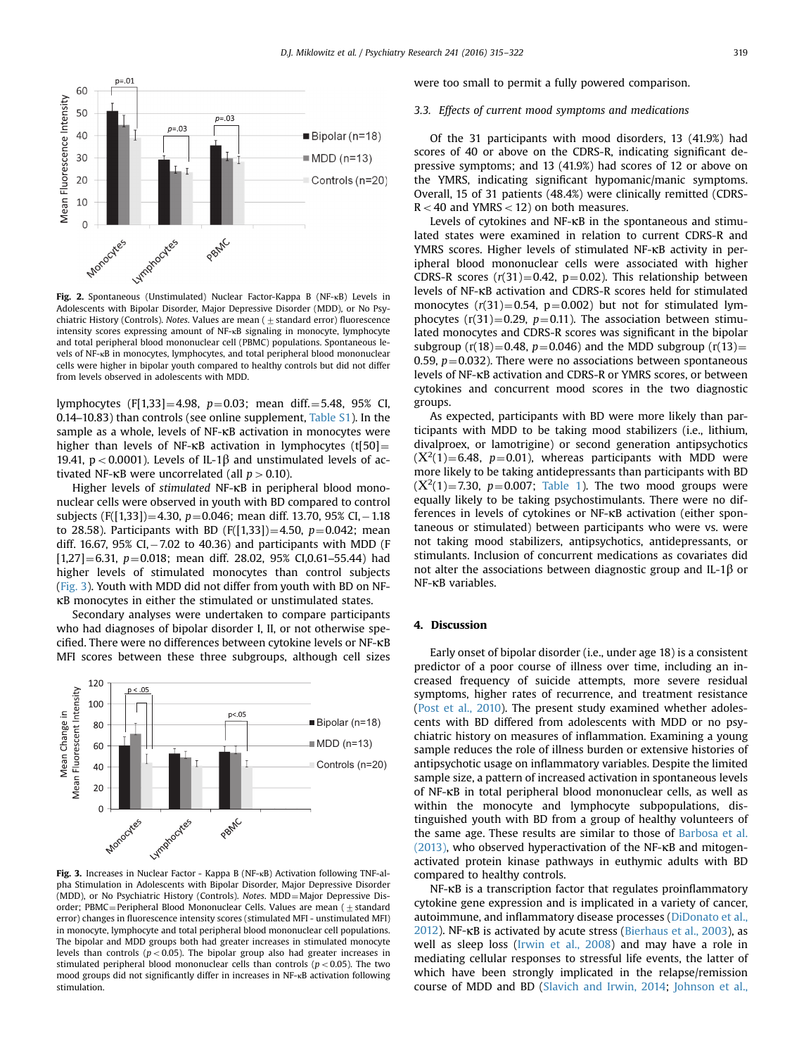Fig. 2. Spontaneous (Unstimulated) Nuclear Factor-Kappa B (NF-κB) Levels in Adolescents with Bipolar Disorder, Major Depressive Disorder (MDD), or No Psychiatric History (Controls). *Notes.* Values are mean (± standard error) fluorescence intensity scores expressing amount of NF-κB signaling in monocyte, lymphocyte and total peripheral blood mononuclear cell (PBMC) populations. Spontaneous levels of NF-κB in monocytes, lymphocytes, and total peripheral blood mononuclear cells were higher in bipolar youth compared to healthy controls but did not differ from levels observed in adolescents with MDD.

lymphocytes ($F[1,33]=4.98$, $p=0.03$; mean diff.$=5.48$, 95% CI, 0.14–10.83) than controls (see online supplement, Table S1). In the sample as a whole, levels of NF-κB activation in monocytes were higher than levels of NF-κB activation in lymphocytes ($t[50]=19.41$, $p<0.0001$). Levels of IL-1β and unstimulated levels of activated NF-κB were uncorrelated (all $p>0.10$).

Higher levels of *stimulated* NF-κB in peripheral blood mononuclear cells were observed in youth with BD compared to control subjects ($F([1,33])=4.30$, $p=0.046$; mean diff. 13.70, 95% CI, −1.18 to 28.58). Participants with BD ($F([1,33])=4.50$, $p=0.042$; mean diff. 16.67, 95% CI, −7.02 to 40.36) and participants with MDD ($F[1,27]=6.31$, $p=0.018$; mean diff. 28.02, 95% CI,0.61–55.44) had higher levels of stimulated monocytes than control subjects (Fig. 3). Youth with MDD did not differ from youth with BD on NF-κB monocytes in either the stimulated or unstimulated states.

Secondary analyses were undertaken to compare participants who had diagnoses of bipolar disorder I, II, or not otherwise specified. There were no differences between cytokine levels or NF-κB MFI scores between these three subgroups, although cell sizes were too small to permit a fully powered comparison.

Fig. 3. Increases in Nuclear Factor - Kappa B (NF-κB) Activation following TNF-alpha Stimulation in Adolescents with Bipolar Disorder, Major Depressive Disorder (MDD), or No Psychiatric History (Controls). *Notes.* MDD=Major Depressive Disorder; PBMC=Peripheral Blood Mononuclear Cells. Values are mean (± standard error) changes in fluorescence intensity scores (stimulated MFI - unstimulated MFI) in monocyte, lymphocyte and total peripheral blood mononuclear cell populations. The bipolar and MDD groups both had greater increases in stimulated monocyte levels than controls ($p<0.05$). The bipolar group also had greater increases in stimulated peripheral blood mononuclear cells than controls ($p<0.05$). The two mood groups did not significantly differ in increases in NF-κB activation following stimulation.

### 3.3. Effects of current mood symptoms and medications

Of the 31 participants with mood disorders, 13 (41.9%) had scores of 40 or above on the CDRS-R, indicating significant depressive symptoms; and 13 (41.9%) had scores of 12 or above on the YMRS, indicating significant hypomanic/manic symptoms. Overall, 15 of 31 patients (48.4%) were clinically remitted (CDRS-R < 40 and YMRS < 12) on both measures.

Levels of cytokines and NF-κB in the spontaneous and stimulated states were examined in relation to current CDRS-R and YMRS scores. Higher levels of stimulated NF-κB activity in peripheral blood mononuclear cells were associated with higher CDRS-R scores ($r(31)=0.42$, $p=0.02$). This relationship between levels of NF-κB activation and CDRS-R scores held for stimulated monocytes ($r(31)=0.54$, $p=0.002$) but not for stimulated lymphocytes ($r(31)=0.29$, $p=0.11$). The association between stimulated monocytes and CDRS-R scores was significant in the bipolar subgroup ($r(18)=0.48$, $p=0.046$) and the MDD subgroup ($r(13)=0.59$, $p=0.032$). There were no associations between spontaneous levels of NF-κB activation and CDRS-R or YMRS scores, or between cytokines and concurrent mood scores in the two diagnostic groups.

As expected, participants with BD were more likely than participants with MDD to be taking mood stabilizers (i.e., lithium, divalproex, or lamotrigine) or second generation antipsychotics ($X^2(1)=6.48$, $p=0.01$), whereas participants with MDD were more likely to be taking antidepressants than participants with BD ($X^2(1)=7.30$, $p=0.007$; Table 1). The two mood groups were equally likely to be taking psychostimulants. There were no differences in levels of cytokines or NF-κB activation (either spontaneous or stimulated) between participants who were vs. were not taking mood stabilizers, antipsychotics, antidepressants, or stimulants. Inclusion of concurrent medications as covariates did not alter the associations between diagnostic group and IL-1β or NF-κB variables.

## 4. Discussion

Early onset of bipolar disorder (i.e., under age 18) is a consistent predictor of a poor course of illness over time, including an increased frequency of suicide attempts, more severe residual symptoms, higher rates of recurrence, and treatment resistance (Post et al., 2010). The present study examined whether adolescents with BD differed from adolescents with MDD or no psychiatric history on measures of inflammation. Examining a young sample reduces the role of illness burden or extensive histories of antipsychotic usage on inflammatory variables. Despite the limited sample size, a pattern of increased activation in spontaneous levels of NF-κB in total peripheral blood mononuclear cells, as well as within the monocyte and lymphocyte subpopulations, distinguished youth with BD from a group of healthy volunteers of the same age. These results are similar to those of Barbosa et al. (2013), who observed hyperactivation of the NF-κB and mitogen-activated protein kinase pathways in euthymic adults with BD compared to healthy controls.

NF-κB is a transcription factor that regulates proinflammatory cytokine gene expression and is implicated in a variety of cancer, autoimmune, and inflammatory disease processes (DiDonato et al., 2012). NF-κB is activated by acute stress (Bierhaus et al., 2003), as well as sleep loss (Irwin et al., 2008) and may have a role in mediating cellular responses to stressful life events, the latter of which have been strongly implicated in the relapse/remission course of MDD and BD (Slavich and Irwin, 2014; Johnson et al.,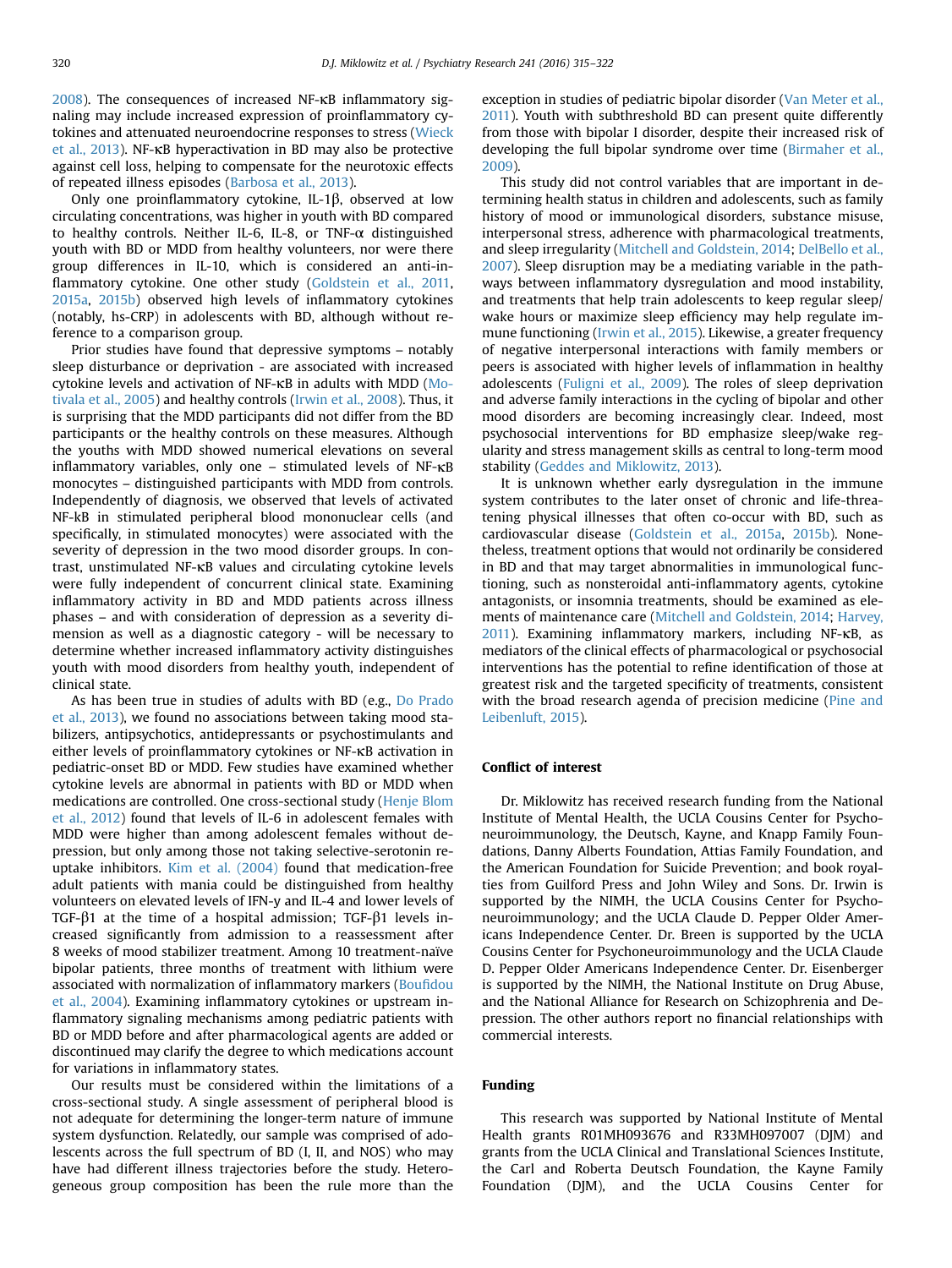2008). The consequences of increased NF-κB inflammatory signaling may include increased expression of proinflammatory cytokines and attenuated neuroendocrine responses to stress (Wieck et al., 2013). NF-κB hyperactivation in BD may also be protective against cell loss, helping to compensate for the neurotoxic effects of repeated illness episodes (Barbosa et al., 2013).

Only one proinflammatory cytokine, IL-1β, observed at low circulating concentrations, was higher in youth with BD compared to healthy controls. Neither IL-6, IL-8, or TNF-α distinguished youth with BD or MDD from healthy volunteers, nor were there group differences in IL-10, which is considered an anti-inflammatory cytokine. One other study (Goldstein et al., 2011, 2015a, 2015b) observed high levels of inflammatory cytokines (notably, hs-CRP) in adolescents with BD, although without reference to a comparison group.

Prior studies have found that depressive symptoms – notably sleep disturbance or deprivation - are associated with increased cytokine levels and activation of NF-κB in adults with MDD (Motivala et al., 2005) and healthy controls (Irwin et al., 2008). Thus, it is surprising that the MDD participants did not differ from the BD participants or the healthy controls on these measures. Although the youths with MDD showed numerical elevations on several inflammatory variables, only one – stimulated levels of NF-κB monocytes – distinguished participants with MDD from controls. Independently of diagnosis, we observed that levels of activated NF-kB in stimulated peripheral blood mononuclear cells (and specifically, in stimulated monocytes) were associated with the severity of depression in the two mood disorder groups. In contrast, unstimulated NF-κB values and circulating cytokine levels were fully independent of concurrent clinical state. Examining inflammatory activity in BD and MDD patients across illness phases – and with consideration of depression as a severity dimension as well as a diagnostic category - will be necessary to determine whether increased inflammatory activity distinguishes youth with mood disorders from healthy youth, independent of clinical state.

As has been true in studies of adults with BD (e.g., Do Prado et al., 2013), we found no associations between taking mood stabilizers, antipsychotics, antidepressants or psychostimulants and either levels of proinflammatory cytokines or NF-κB activation in pediatric-onset BD or MDD. Few studies have examined whether cytokine levels are abnormal in patients with BD or MDD when medications are controlled. One cross-sectional study (Henje Blom et al., 2012) found that levels of IL-6 in adolescent females with MDD were higher than among adolescent females without depression, but only among those not taking selective-serotonin reuptake inhibitors. Kim et al. (2004) found that medication-free adult patients with mania could be distinguished from healthy volunteers on elevated levels of IFN-y and IL-4 and lower levels of TGF-β1 at the time of a hospital admission; TGF-β1 levels increased significantly from admission to a reassessment after 8 weeks of mood stabilizer treatment. Among 10 treatment-naïve bipolar patients, three months of treatment with lithium were associated with normalization of inflammatory markers (Boufidou et al., 2004). Examining inflammatory cytokines or upstream inflammatory signaling mechanisms among pediatric patients with BD or MDD before and after pharmacological agents are added or discontinued may clarify the degree to which medications account for variations in inflammatory states.

Our results must be considered within the limitations of a cross-sectional study. A single assessment of peripheral blood is not adequate for determining the longer-term nature of immune system dysfunction. Relatedly, our sample was comprised of adolescents across the full spectrum of BD (I, II, and NOS) who may have had different illness trajectories before the study. Heterogeneous group composition has been the rule more than the exception in studies of pediatric bipolar disorder (Van Meter et al., 2011). Youth with subthreshold BD can present quite differently from those with bipolar I disorder, despite their increased risk of developing the full bipolar syndrome over time (Birmaher et al., 2009).

This study did not control variables that are important in determining health status in children and adolescents, such as family history of mood or immunological disorders, substance misuse, interpersonal stress, adherence with pharmacological treatments, and sleep irregularity (Mitchell and Goldstein, 2014; DelBello et al., 2007). Sleep disruption may be a mediating variable in the pathways between inflammatory dysregulation and mood instability, and treatments that help train adolescents to keep regular sleep/wake hours or maximize sleep efficiency may help regulate immune functioning (Irwin et al., 2015). Likewise, a greater frequency of negative interpersonal interactions with family members or peers is associated with higher levels of inflammation in healthy adolescents (Fuligni et al., 2009). The roles of sleep deprivation and adverse family interactions in the cycling of bipolar and other mood disorders are becoming increasingly clear. Indeed, most psychosocial interventions for BD emphasize sleep/wake regularity and stress management skills as central to long-term mood stability (Geddes and Miklowitz, 2013).

It is unknown whether early dysregulation in the immune system contributes to the later onset of chronic and life-threatening physical illnesses that often co-occur with BD, such as cardiovascular disease (Goldstein et al., 2015a, 2015b). Nonetheless, treatment options that would not ordinarily be considered in BD and that may target abnormalities in immunological functioning, such as nonsteroidal anti-inflammatory agents, cytokine antagonists, or insomnia treatments, should be examined as elements of maintenance care (Mitchell and Goldstein, 2014; Harvey, 2011). Examining inflammatory markers, including NF-κB, as mediators of the clinical effects of pharmacological or psychosocial interventions has the potential to refine identification of those at greatest risk and the targeted specificity of treatments, consistent with the broad research agenda of precision medicine (Pine and Leibenluft, 2015).

## Conflict of interest

Dr. Miklowitz has received research funding from the National Institute of Mental Health, the UCLA Cousins Center for Psychoneuroimmunology, the Deutsch, Kayne, and Knapp Family Foundations, Danny Alberts Foundation, Attias Family Foundation, and the American Foundation for Suicide Prevention; and book royalties from Guilford Press and John Wiley and Sons. Dr. Irwin is supported by the NIMH, the UCLA Cousins Center for Psychoneuroimmunology; and the UCLA Claude D. Pepper Older Americans Independence Center. Dr. Breen is supported by the UCLA Cousins Center for Psychoneuroimmunology and the UCLA Claude D. Pepper Older Americans Independence Center. Dr. Eisenberger is supported by the NIMH, the National Institute on Drug Abuse, and the National Alliance for Research on Schizophrenia and Depression. The other authors report no financial relationships with commercial interests.

## Funding

This research was supported by National Institute of Mental Health grants R01MH093676 and R33MH097007 (DJM) and grants from the UCLA Clinical and Translational Sciences Institute, the Carl and Roberta Deutsch Foundation, the Kayne Family Foundation (DJM), and the UCLA Cousins Center for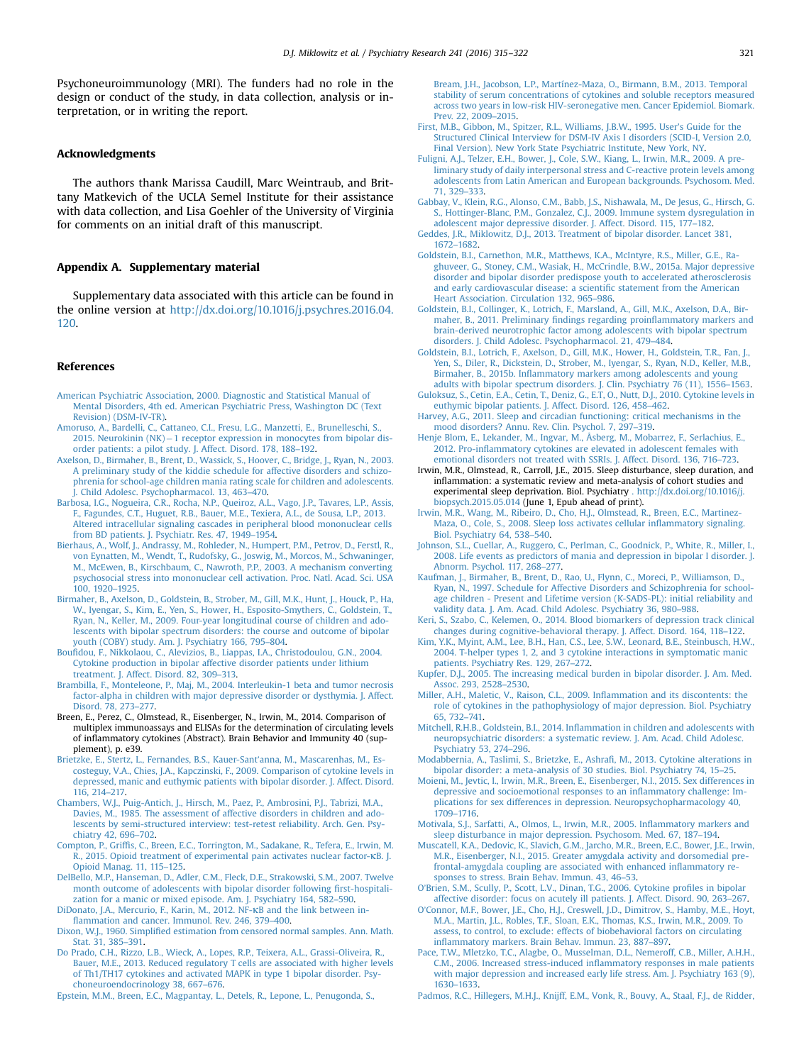Psychoneuroimmunology (MRI). The funders had no role in the design or conduct of the study, in data collection, analysis or interpretation, or in writing the report.

## Acknowledgments

The authors thank Marissa Caudill, Marc Weintraub, and Brittany Matkevich of the UCLA Semel Institute for their assistance with data collection, and Lisa Goehler of the University of Virginia for comments on an initial draft of this manuscript.

## Appendix A. Supplementary material

Supplementary data associated with this article can be found in the online version at http://dx.doi.org/10.1016/j.psychres.2016.04.120.

## References

American Psychiatric Association, 2000. Diagnostic and Statistical Manual of Mental Disorders, 4th ed. American Psychiatric Press, Washington DC (Text Revision) (DSM-IV-TR).

Amoruso, A., Bardelli, C., Cattaneo, C.I., Fresu, L.G., Manzetti, E., Brunelleschi, S., 2015. Neurokinin (NK) – 1 receptor expression in monocytes from bipolar disorder patients: a pilot study. J. Affect. Disord. 178, 188–192.

Axelson, D., Birmaher, B., Brent, D., Wassick, S., Hoover, C., Bridge, J., Ryan, N., 2003. A preliminary study of the kiddie schedule for affective disorders and schizophrenia for school-age children mania rating scale for children and adolescents. J. Child Adolesc. Psychopharmacol. 13, 463–470.

Barbosa, I.G., Nogueira, C.R., Rocha, N.P., Queiroz, A.L., Vago, J.P., Tavares, L.P., Assis, F., Fagundes, C.T., Huguet, R.B., Bauer, M.E., Texiera, A.L., de Sousa, L.P., 2013. Altered intracellular signaling cascades in peripheral blood mononuclear cells from BD patients. J. Psychiatr. Res. 47, 1949–1954.

Bierhaus, A., Wolf, J., Andrassy, M., Rohleder, N., Humpert, P.M., Petrov, D., Ferstl, R., von Eynatten, M., Wendt, T., Rudofsky, G., Joswig, M., Morcos, M., Schwaninger, M., McEwen, B., Kirschbaum, C., Nawroth, P.P., 2003. A mechanism converting psychosocial stress into mononuclear cell activation. Proc. Natl. Acad. Sci. USA 100, 1920–1925.

Birmaher, B., Axelson, D., Goldstein, B., Strober, M., Gill, M.K., Hunt, J., Houck, P., Ha, W., Iyengar, S., Kim, E., Yen, S., Hower, H., Esposito-Smythers, C., Goldstein, T., Ryan, N., Keller, M., 2009. Four-year longitudinal course of children and adolescents with bipolar spectrum disorders: the course and outcome of bipolar youth (COBY) study. Am. J. Psychiatry 166, 795–804.

Boufidou, F., Nikkolaou, C., Alevizios, B., Liappas, I.A., Christodoulou, G.N., 2004. Cytokine production in bipolar affective disorder patients under lithium treatment. J. Affect. Disord. 82, 309–313.

Brambilla, F., Monteleone, P., Maj, M., 2004. Interleukin-1 beta and tumor necrosis factor-alpha in children with major depressive disorder or dysthymia. J. Affect. Disord. 78, 273–277.

Breen, E., Perez, C., Olmstead, R., Eisenberger, N., Irwin, M., 2014. Comparison of multiplex immunoassays and ELISAs for the determination of circulating levels of inflammatory cytokines (Abstract). Brain Behavior and Immunity 40 (supplement), p. e39.

Brietzke, E., Stertz, L., Fernandes, B.S., Kauer-Sant'anna, M., Mascarenhas, M., Escosteguy, V.A., Chies, J.A., Kapczinski, F., 2009. Comparison of cytokine levels in depressed, manic and euthymic patients with bipolar disorder. J. Affect. Disord. 116, 214–217.

Chambers, W.J., Puig-Antich, J., Hirsch, M., Paez, P., Ambrosini, P.J., Tabrizi, M.A., Davies, M., 1985. The assessment of affective disorders in children and adolescents by semi-structured interview: test-retest reliability. Arch. Gen. Psychiatry 42, 696–702.

Compton, P., Griffis, C., Breen, E.C., Torrington, M., Sadakane, R., Tefera, E., Irwin, M. R., 2015. Opioid treatment of experimental pain activates nuclear factor-κB. J. Opioid Manag. 11, 115–125.

DelBello, M.P., Hanseman, D., Adler, C.M., Fleck, D.E., Strakowski, S.M., 2007. Twelve month outcome of adolescents with bipolar disorder following first-hospitalization for a manic or mixed episode. Am. J. Psychiatry 164, 582–590.

DiDonato, J.A., Mercurio, F., Karin, M., 2012. NF-κB and the link between inflammation and cancer. Immunol. Rev. 246, 379–400.

Dixon, W.J., 1960. Simplified estimation from censored normal samples. Ann. Math. Stat. 31, 385–391.

Do Prado, C.H., Rizzo, L.B., Wieck, A., Lopes, R.P., Teixera, A.L., Grassi-Oliveira, R., Bauer, M.E., 2013. Reduced regulatory T cells are associated with higher levels of Th1/TH17 cytokines and activated MAPK in type 1 bipolar disorder. Psychoneuroendocrinology 38, 667–676.

Epstein, M.M., Breen, E.C., Magpantay, L., Detels, R., Lepone, L., Penugonda, S., Bream, J.H., Jacobson, L.P., Martínez-Maza, O., Birmann, B.M., 2013. Temporal stability of serum concentrations of cytokines and soluble receptors measured across two years in low-risk HIV-seronegative men. Cancer Epidemiol. Biomark. Prev. 22, 2009–2015.

First, M.B., Gibbon, M., Spitzer, R.L., Williams, J.B.W., 1995. User's Guide for the Structured Clinical Interview for DSM-IV Axis I disorders (SCID-I, Version 2.0, Final Version). New York State Psychiatric Institute, New York, NY.

Fuligni, A.J., Telzer, E.H., Bower, J., Cole, S.W., Kiang, L., Irwin, M.R., 2009. A preliminary study of daily interpersonal stress and C-reactive protein levels among adolescents from Latin American and European backgrounds. Psychosom. Med. 71, 329–333.

Gabbay, V., Klein, R.G., Alonso, C.M., Babb, J.S., Nishawala, M., De Jesus, G., Hirsch, G. S., Hottinger-Blanc, P.M., Gonzalez, C.J., 2009. Immune system dysregulation in adolescent major depressive disorder. J. Affect. Disord. 115, 177–182.

Geddes, J.R., Miklowitz, D.J., 2013. Treatment of bipolar disorder. Lancet 381, 1672–1682.

Goldstein, B.I., Carnethon, M.R., Matthews, K.A., McIntyre, R.S., Miller, G.E., Raghuveer, G., Stoney, C.M., Wasiak, H., McCrindle, B.W., 2015a. Major depressive disorder and bipolar disorder predispose youth to accelerated atherosclerosis and early cardiovascular disease: a scientific statement from the American Heart Association. Circulation 132, 965–986.

Goldstein, B.I., Collinger, K., Lotrich, F., Marsland, A., Gill, M.K., Axelson, D.A., Birmaher, B., 2011. Preliminary findings regarding proinflammatory markers and brain-derived neurotrophic factor among adolescents with bipolar spectrum disorders. J. Child Adolesc. Psychopharmacol. 21, 479–484.

Goldstein, B.I., Lotrich, F., Axelson, D., Gill, M.K., Hower, H., Goldstein, T.R., Fan, J., Yen, S., Diler, R., Dickstein, D., Strober, M., Iyengar, S., Ryan, N.D., Keller, M.B., Birmaher, B., 2015b. Inflammatory markers among adolescents and young adults with bipolar spectrum disorders. J. Clin. Psychiatry 76 (11), 1556–1563.

Guloksuz, S., Cetin, E.A., Cetin, T., Deniz, G., E.T, O., Nutt, D.J., 2010. Cytokine levels in euthymic bipolar patients. J. Affect. Disord. 126, 458–462.

Harvey, A.G., 2011. Sleep and circadian functioning: critical mechanisms in the mood disorders? Annu. Rev. Clin. Psychol. 7, 297–319.

Henje Blom, E., Lekander, M., Ingvar, M., Åsberg, M., Mobarrez, F., Serlachius, E., 2012. Pro-inflammatory cytokines are elevated in adolescent females with emotional disorders not treated with SSRIs. J. Affect. Disord. 136, 716–723.

Irwin, M.R., Olmstead, R., Carroll, J.E., 2015. Sleep disturbance, sleep duration, and inflammation: a systematic review and meta-analysis of cohort studies and experimental sleep deprivation. Biol. Psychiatry . http://dx.doi.org/10.1016/j.biopsych.2015.05.014 (June 1, Epub ahead of print).

Irwin, M.R., Wang, M., Ribeiro, D., Cho, H.J., Olmstead, R., Breen, E.C., Martinez-Maza, O., Cole, S., 2008. Sleep loss activates cellular inflammatory signaling. Biol. Psychiatry 64, 538–540.

Johnson, S.L., Cuellar, A., Ruggero, C., Perlman, C., Goodnick, P., White, R., Miller, I., 2008. Life events as predictors of mania and depression in bipolar I disorder. J. Abnorm. Psychol. 117, 268–277.

Kaufman, J., Birmaher, B., Brent, D., Rao, U., Flynn, C., Moreci, P., Williamson, D., Ryan, N., 1997. Schedule for Affective Disorders and Schizophrenia for school-age children - Present and Lifetime version (K-SADS-PL): initial reliability and validity data. J. Am. Acad. Child Adolesc. Psychiatry 36, 980–988.

Keri, S., Szabo, C., Kelemen, O., 2014. Blood biomarkers of depression track clinical changes during cognitive-behavioral therapy. J. Affect. Disord. 164, 118–122.

Kim, Y.K., Myint, A.M., Lee, B.H., Han, C.S., Lee, S.W., Leonard, B.E., Steinbusch, H.W., 2004. T-helper types 1, 2, and 3 cytokine interactions in symptomatic manic patients. Psychiatry Res. 129, 267–272.

Kupfer, D.J., 2005. The increasing medical burden in bipolar disorder. J. Am. Med. Assoc. 293, 2528–2530.

Miller, A.H., Maletic, V., Raison, C.L., 2009. Inflammation and its discontents: the role of cytokines in the pathophysiology of major depression. Biol. Psychiatry 65, 732–741.

Mitchell, R.H.B., Goldstein, B.I., 2014. Inflammation in children and adolescents with neuropsychiatric disorders: a systematic review. J. Am. Acad. Child Adolesc. Psychiatry 53, 274–296.

Modabbernia, A., Taslimi, S., Brietzke, E., Ashrafi, M., 2013. Cytokine alterations in bipolar disorder: a meta-analysis of 30 studies. Biol. Psychiatry 74, 15–25.

Moieni, M., Jevtic, I., Irwin, M.R., Breen, E., Eisenberger, N.I., 2015. Sex differences in depressive and socioemotional responses to an inflammatory challenge: Implications for sex differences in depression. Neuropsychopharmacology 40, 1709–1716.

Motivala, S.J., Sarfatti, A., Olmos, L., Irwin, M.R., 2005. Inflammatory markers and sleep disturbance in major depression. Psychosom. Med. 67, 187–194.

Muscatell, K.A., Dedovic, K., Slavich, G.M., Jarcho, M.R., Breen, E.C., Bower, J.E., Irwin, M.R., Eisenberger, N.I., 2015. Greater amygdala activity and dorsomedial prefrontal-amygdala coupling are associated with enhanced inflammatory responses to stress. Brain Behav. Immun. 43, 46–53.

O'Brien, S.M., Scully, P., Scott, L.V., Dinan, T.G., 2006. Cytokine profiles in bipolar affective disorder: focus on acutely ill patients. J. Affect. Disord. 90, 263–267.

O'Connor, M.F., Bower, J.E., Cho, H.J., Creswell, J.D., Dimitrov, S., Hamby, M.E., Hoyt, M.A., Martin, J.L., Robles, T.F., Sloan, E.K., Thomas, K.S., Irwin, M.R., 2009. To assess, to control, to exclude: effects of biobehavioral factors on circulating inflammatory markers. Brain Behav. Immun. 23, 887–897.

Pace, T.W., Mletzko, T.C., Alagbe, O., Musselman, D.L., Nemeroff, C.B., Miller, A.H.H., C.M., 2006. Increased stress-induced inflammatory responses in male patients with major depression and increased early life stress. Am. J. Psychiatry 163 (9), 1630–1633.

Padmos, R.C., Hillegers, M.H.J., Knijff, E.M., Vonk, R., Bouvy, A., Staal, F.J., de Ridder,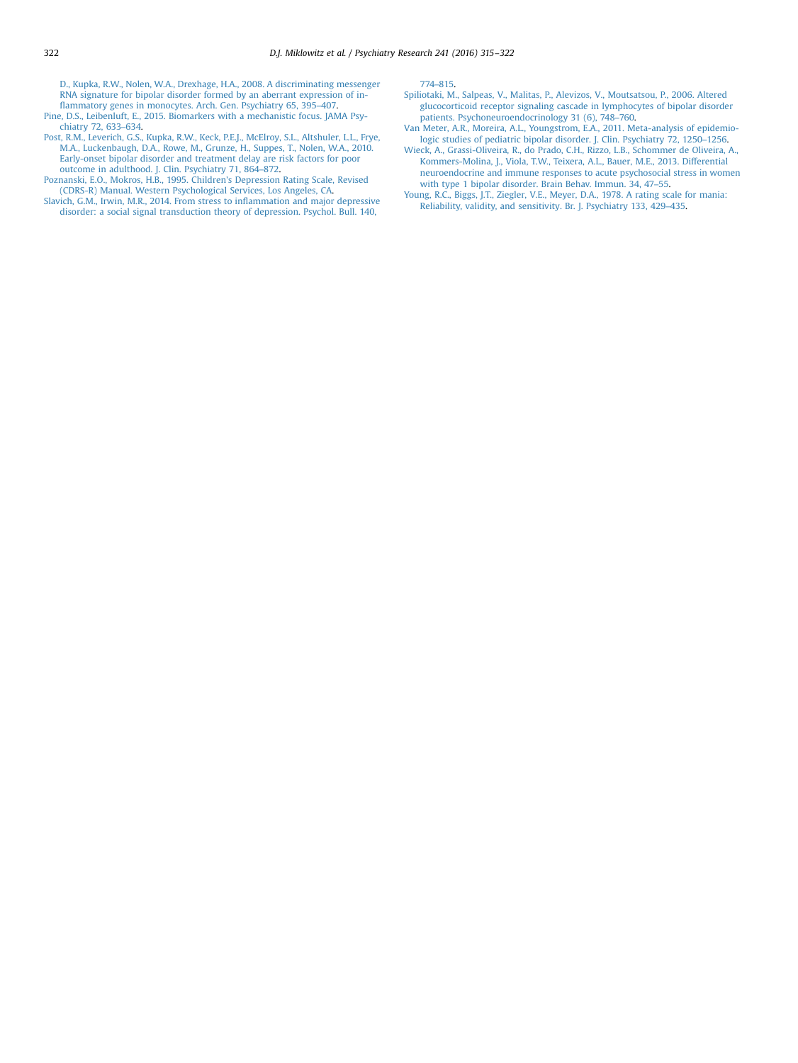D., Kupka, R.W., Nolen, W.A., Drexhage, H.A., 2008. A discriminating messenger RNA signature for bipolar disorder formed by an aberrant expression of inflammatory genes in monocytes. Arch. Gen. Psychiatry 65, 395–407.

Pine, D.S., Leibenluft, E., 2015. Biomarkers with a mechanistic focus. JAMA Psychiatry 72, 633–634.

Post, R.M., Leverich, G.S., Kupka, R.W., Keck, P.E.J., McElroy, S.L., Altshuler, L.L., Frye, M.A., Luckenbaugh, D.A., Rowe, M., Grunze, H., Suppes, T., Nolen, W.A., 2010. Early-onset bipolar disorder and treatment delay are risk factors for poor outcome in adulthood. J. Clin. Psychiatry 71, 864–872.

Poznanski, E.O., Mokros, H.B., 1995. Children's Depression Rating Scale, Revised (CDRS-R) Manual. Western Psychological Services, Los Angeles, CA.

Slavich, G.M., Irwin, M.R., 2014. From stress to inflammation and major depressive disorder: a social signal transduction theory of depression. Psychol. Bull. 140, 774–815.

Spiliotaki, M., Salpeas, V., Malitas, P., Alevizos, V., Moutsatsou, P., 2006. Altered glucocorticoid receptor signaling cascade in lymphocytes of bipolar disorder patients. Psychoneuroendocrinology 31 (6), 748–760.

Van Meter, A.R., Moreira, A.L., Youngstrom, E.A., 2011. Meta-analysis of epidemiologic studies of pediatric bipolar disorder. J. Clin. Psychiatry 72, 1250–1256.

Wieck, A., Grassi-Oliveira, R., do Prado, C.H., Rizzo, L.B., Schommer de Oliveira, A., Kommers-Molina, J., Viola, T.W., Teixera, A.L., Bauer, M.E., 2013. Differential neuroendocrine and immune responses to acute psychosocial stress in women with type 1 bipolar disorder. Brain Behav. Immun. 34, 47–55.

Young, R.C., Biggs, J.T., Ziegler, V.E., Meyer, D.A., 1978. A rating scale for mania: Reliability, validity, and sensitivity. Br. J. Psychiatry 133, 429–435.